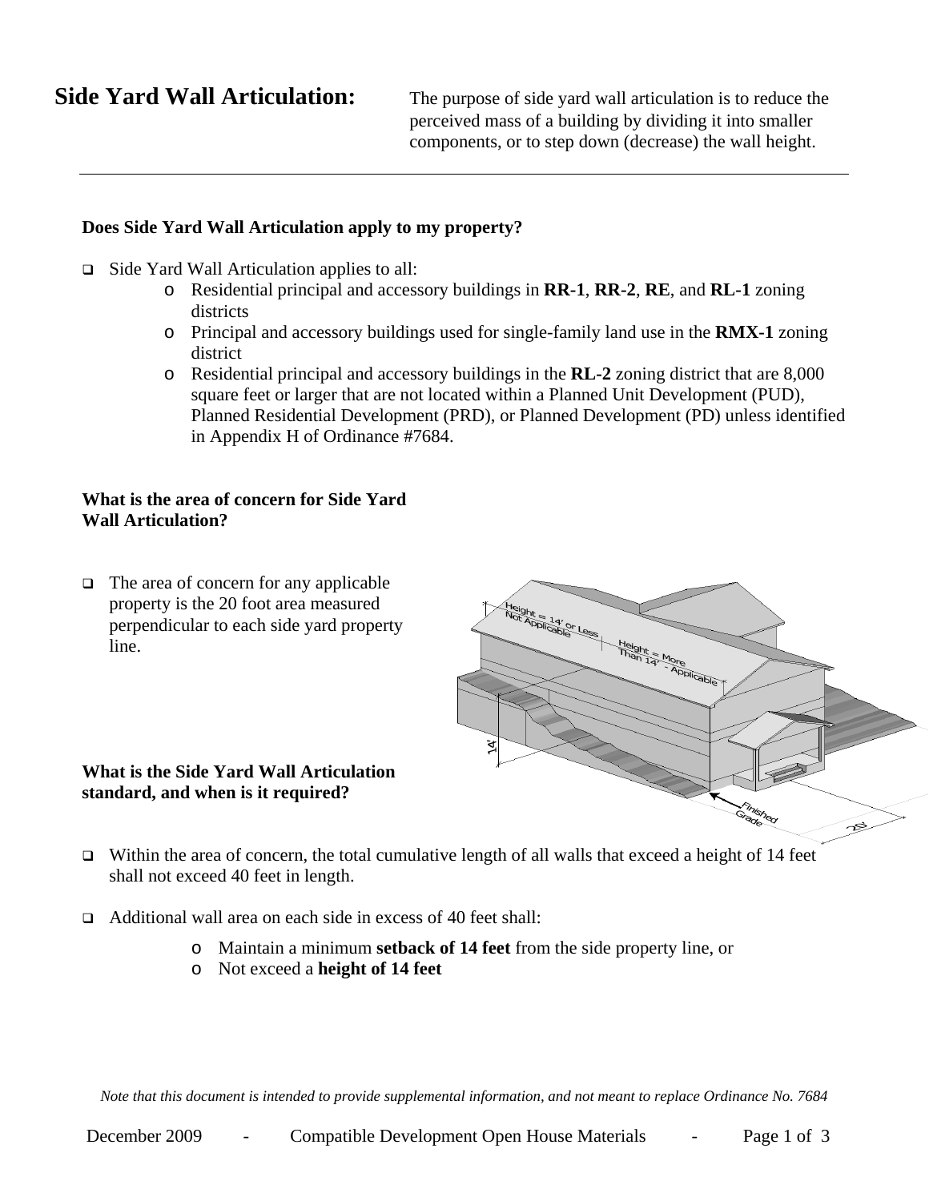# Side Yard Wall Articulation:

The purpose of side yard wall articulation is to reduce the perceived mass of a building by dividing it into smaller components, or to step down (decrease) the wall height.

---

**Does Side Yard Wall Articulation apply to my property?**

- Side Yard Wall Articulation applies to all:
  - Residential principal and accessory buildings in **RR-1**, **RR-2**, **RE**, and **RL-1** zoning districts
  - Principal and accessory buildings used for single-family land use in the **RMX-1** zoning district
  - Residential principal and accessory buildings in the **RL-2** zoning district that are 8,000 square feet or larger that are not located within a Planned Unit Development (PUD), Planned Residential Development (PRD), or Planned Development (PD) unless identified in Appendix H of Ordinance #7684.

**What is the area of concern for Side Yard Wall Articulation?**

- The area of concern for any applicable property is the 20 foot area measured perpendicular to each side yard property line.

**What is the Side Yard Wall Articulation standard, and when is it required?**

- Within the area of concern, the total cumulative length of all walls that exceed a height of 14 feet shall not exceed 40 feet in length.

- Additional wall area on each side in excess of 40 feet shall:
  - Maintain a minimum **setback of 14 feet** from the side property line, or
  - Not exceed a **height of 14 feet**

*Note that this document is intended to provide supplemental information, and not meant to replace Ordinance No. 7684*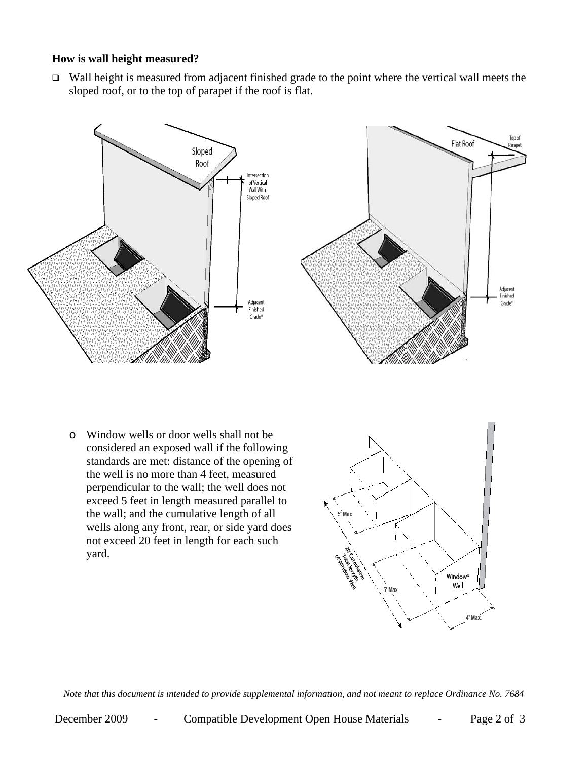**How is wall height measured?**

- Wall height is measured from adjacent finished grade to the point where the vertical wall meets the sloped roof, or to the top of parapet if the roof is flat.

  - Window wells or door wells shall not be considered an exposed wall if the following standards are met: distance of the opening of the well is no more than 4 feet, measured perpendicular to the wall; the well does not exceed 5 feet in length measured parallel to the wall; and the cumulative length of all wells along any front, rear, or side yard does not exceed 20 feet in length for each such yard.

*Note that this document is intended to provide supplemental information, and not meant to replace Ordinance No. 7684*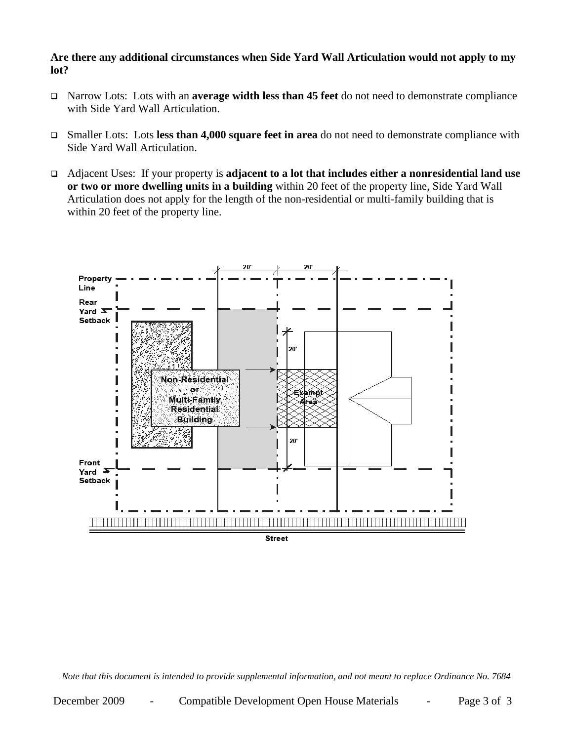**Are there any additional circumstances when Side Yard Wall Articulation would not apply to my lot?**

- Narrow Lots: Lots with an **average width less than 45 feet** do not need to demonstrate compliance with Side Yard Wall Articulation.
- Smaller Lots: Lots **less than 4,000 square feet in area** do not need to demonstrate compliance with Side Yard Wall Articulation.
- Adjacent Uses: If your property is **adjacent to a lot that includes either a nonresidential land use or two or more dwelling units in a building** within 20 feet of the property line, Side Yard Wall Articulation does not apply for the length of the non-residential or multi-family building that is within 20 feet of the property line.

20'

20'

Property Line

Rear Yard Setback

20'

Non-Residential or Multi-Family Residential Building

Exempt Area

20'

Front Yard Setback

Street

*Note that this document is intended to provide supplemental information, and not meant to replace Ordinance No. 7684*